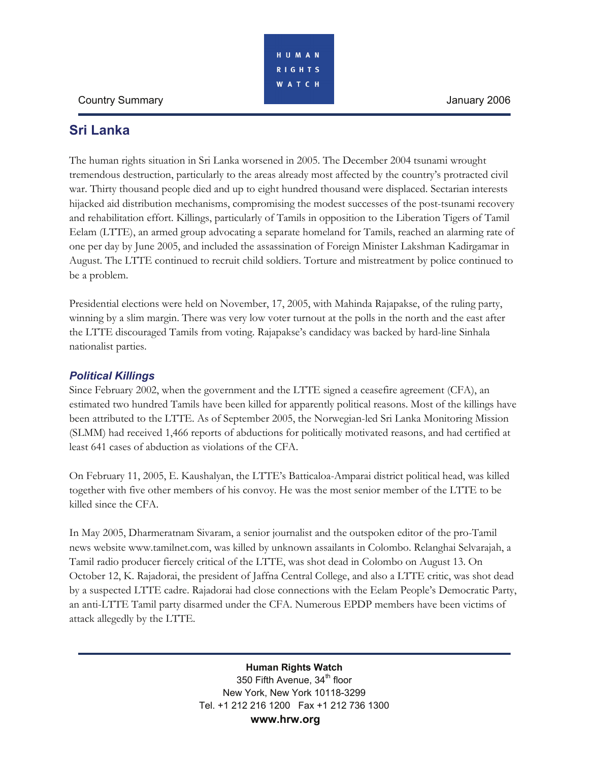Country Summary

January 2006

# Sri Lanka

The human rights situation in Sri Lanka worsened in 2005. The December 2004 tsunami wrought tremendous destruction, particularly to the areas already most affected by the country's protracted civil war. Thirty thousand people died and up to eight hundred thousand were displaced. Sectarian interests hijacked aid distribution mechanisms, compromising the modest successes of the post-tsunami recovery and rehabilitation effort. Killings, particularly of Tamils in opposition to the Liberation Tigers of Tamil Eelam (LTTE), an armed group advocating a separate homeland for Tamils, reached an alarming rate of one per day by June 2005, and included the assassination of Foreign Minister Lakshman Kadirgamar in August. The LTTE continued to recruit child soldiers. Torture and mistreatment by police continued to be a problem.

Presidential elections were held on November, 17, 2005, with Mahinda Rajapakse, of the ruling party, winning by a slim margin. There was very low voter turnout at the polls in the north and the east after the LTTE discouraged Tamils from voting. Rajapakse's candidacy was backed by hard-line Sinhala nationalist parties.

## *Political Killings*

Since February 2002, when the government and the LTTE signed a ceasefire agreement (CFA), an estimated two hundred Tamils have been killed for apparently political reasons. Most of the killings have been attributed to the LTTE. As of September 2005, the Norwegian-led Sri Lanka Monitoring Mission (SLMM) had received 1,466 reports of abductions for politically motivated reasons, and had certified at least 641 cases of abduction as violations of the CFA.

On February 11, 2005, E. Kaushalyan, the LTTE's Batticaloa-Amparai district political head, was killed together with five other members of his convoy. He was the most senior member of the LTTE to be killed since the CFA.

In May 2005, Dharmeratnam Sivaram, a senior journalist and the outspoken editor of the pro-Tamil news website www.tamilnet.com, was killed by unknown assailants in Colombo. Relanghai Selvarajah, a Tamil radio producer fiercely critical of the LTTE, was shot dead in Colombo on August 13. On October 12, K. Rajadorai, the president of Jaffna Central College, and also a LTTE critic, was shot dead by a suspected LTTE cadre. Rajadorai had close connections with the Eelam People's Democratic Party, an anti-LTTE Tamil party disarmed under the CFA. Numerous EPDP members have been victims of attack allegedly by the LTTE.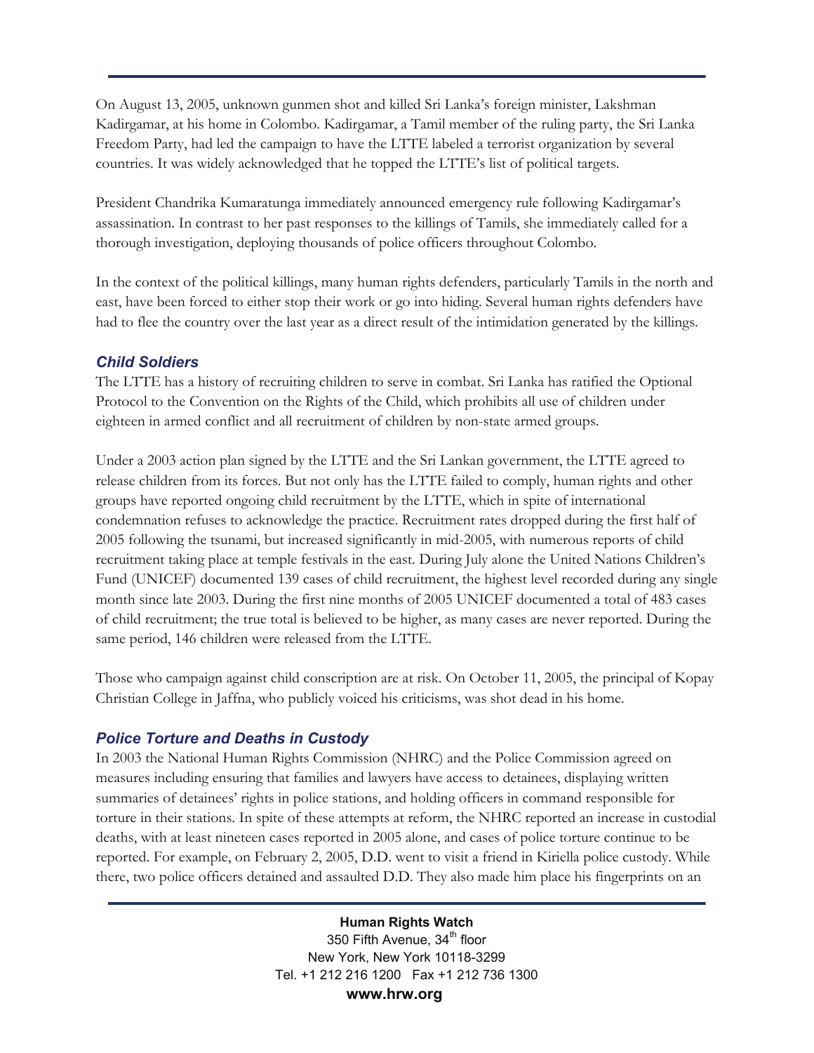On August 13, 2005, unknown gunmen shot and killed Sri Lanka's foreign minister, Lakshman Kadirgamar, at his home in Colombo. Kadirgamar, a Tamil member of the ruling party, the Sri Lanka Freedom Party, had led the campaign to have the LTTE labeled a terrorist organization by several countries. It was widely acknowledged that he topped the LTTE's list of political targets.

President Chandrika Kumaratunga immediately announced emergency rule following Kadirgamar's assassination. In contrast to her past responses to the killings of Tamils, she immediately called for a thorough investigation, deploying thousands of police officers throughout Colombo.

In the context of the political killings, many human rights defenders, particularly Tamils in the north and east, have been forced to either stop their work or go into hiding. Several human rights defenders have had to flee the country over the last year as a direct result of the intimidation generated by the killings.

### *Child Soldiers*

The LTTE has a history of recruiting children to serve in combat. Sri Lanka has ratified the Optional Protocol to the Convention on the Rights of the Child, which prohibits all use of children under eighteen in armed conflict and all recruitment of children by non-state armed groups.

Under a 2003 action plan signed by the LTTE and the Sri Lankan government, the LTTE agreed to release children from its forces. But not only has the LTTE failed to comply, human rights and other groups have reported ongoing child recruitment by the LTTE, which in spite of international condemnation refuses to acknowledge the practice. Recruitment rates dropped during the first half of 2005 following the tsunami, but increased significantly in mid-2005, with numerous reports of child recruitment taking place at temple festivals in the east. During July alone the United Nations Children's Fund (UNICEF) documented 139 cases of child recruitment, the highest level recorded during any single month since late 2003. During the first nine months of 2005 UNICEF documented a total of 483 cases of child recruitment; the true total is believed to be higher, as many cases are never reported. During the same period, 146 children were released from the LTTE.

Those who campaign against child conscription are at risk. On October 11, 2005, the principal of Kopay Christian College in Jaffna, who publicly voiced his criticisms, was shot dead in his home.

### *Police Torture and Deaths in Custody*

In 2003 the National Human Rights Commission (NHRC) and the Police Commission agreed on measures including ensuring that families and lawyers have access to detainees, displaying written summaries of detainees' rights in police stations, and holding officers in command responsible for torture in their stations. In spite of these attempts at reform, the NHRC reported an increase in custodial deaths, with at least nineteen cases reported in 2005 alone, and cases of police torture continue to be reported. For example, on February 2, 2005, D.D. went to visit a friend in Kiriella police custody. While there, two police officers detained and assaulted D.D. They also made him place his fingerprints on an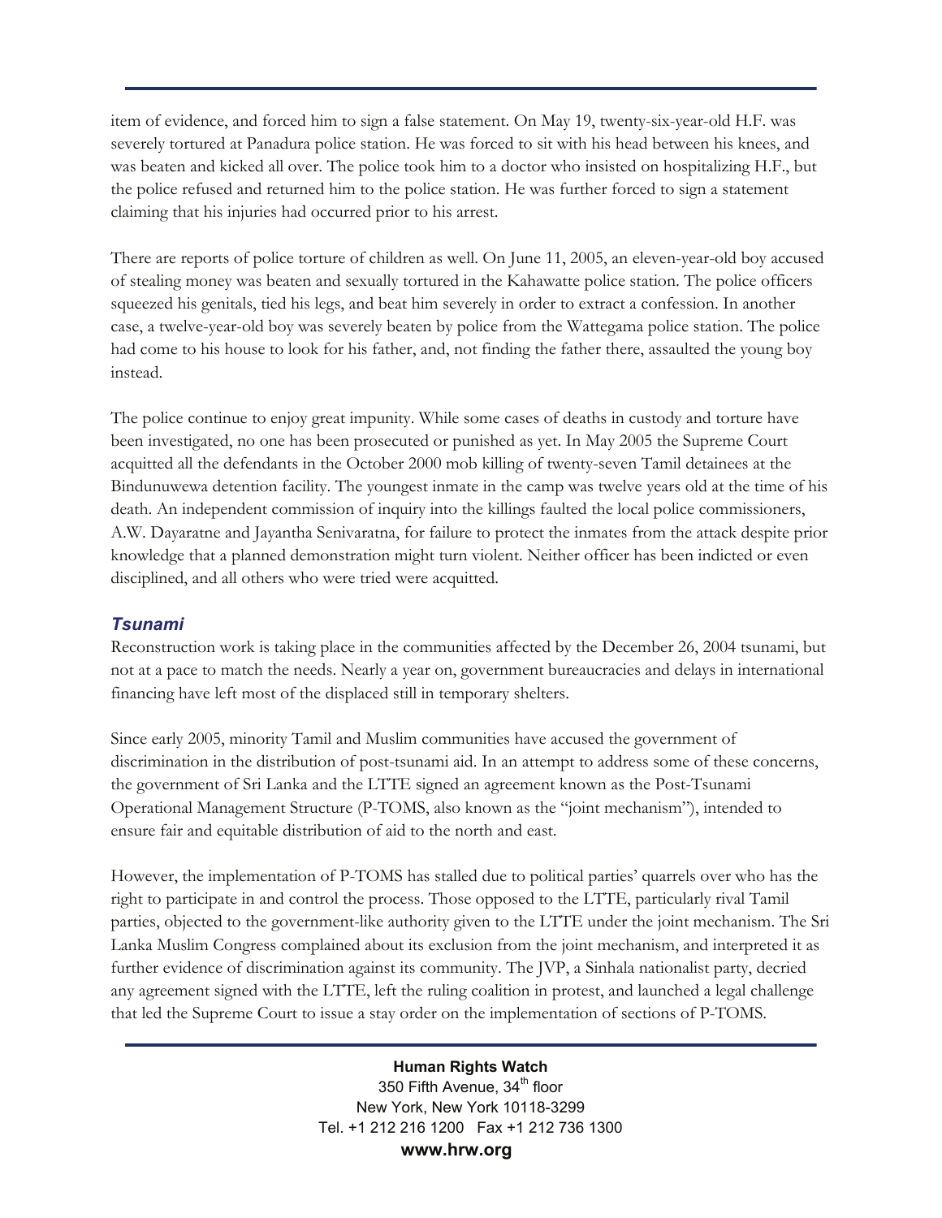item of evidence, and forced him to sign a false statement. On May 19, twenty-six-year-old H.F. was severely tortured at Panadura police station. He was forced to sit with his head between his knees, and was beaten and kicked all over. The police took him to a doctor who insisted on hospitalizing H.F., but the police refused and returned him to the police station. He was further forced to sign a statement claiming that his injuries had occurred prior to his arrest.

There are reports of police torture of children as well. On June 11, 2005, an eleven-year-old boy accused of stealing money was beaten and sexually tortured in the Kahawatte police station. The police officers squeezed his genitals, tied his legs, and beat him severely in order to extract a confession. In another case, a twelve-year-old boy was severely beaten by police from the Wattegama police station. The police had come to his house to look for his father, and, not finding the father there, assaulted the young boy instead.

The police continue to enjoy great impunity. While some cases of deaths in custody and torture have been investigated, no one has been prosecuted or punished as yet. In May 2005 the Supreme Court acquitted all the defendants in the October 2000 mob killing of twenty-seven Tamil detainees at the Bindunuwewa detention facility. The youngest inmate in the camp was twelve years old at the time of his death. An independent commission of inquiry into the killings faulted the local police commissioners, A.W. Dayaratne and Jayantha Senivaratna, for failure to protect the inmates from the attack despite prior knowledge that a planned demonstration might turn violent. Neither officer has been indicted or even disciplined, and all others who were tried were acquitted.

### *Tsunami*

Reconstruction work is taking place in the communities affected by the December 26, 2004 tsunami, but not at a pace to match the needs. Nearly a year on, government bureaucracies and delays in international financing have left most of the displaced still in temporary shelters.

Since early 2005, minority Tamil and Muslim communities have accused the government of discrimination in the distribution of post-tsunami aid. In an attempt to address some of these concerns, the government of Sri Lanka and the LTTE signed an agreement known as the Post-Tsunami Operational Management Structure (P-TOMS, also known as the "joint mechanism"), intended to ensure fair and equitable distribution of aid to the north and east.

However, the implementation of P-TOMS has stalled due to political parties' quarrels over who has the right to participate in and control the process. Those opposed to the LTTE, particularly rival Tamil parties, objected to the government-like authority given to the LTTE under the joint mechanism. The Sri Lanka Muslim Congress complained about its exclusion from the joint mechanism, and interpreted it as further evidence of discrimination against its community. The JVP, a Sinhala nationalist party, decried any agreement signed with the LTTE, left the ruling coalition in protest, and launched a legal challenge that led the Supreme Court to issue a stay order on the implementation of sections of P-TOMS.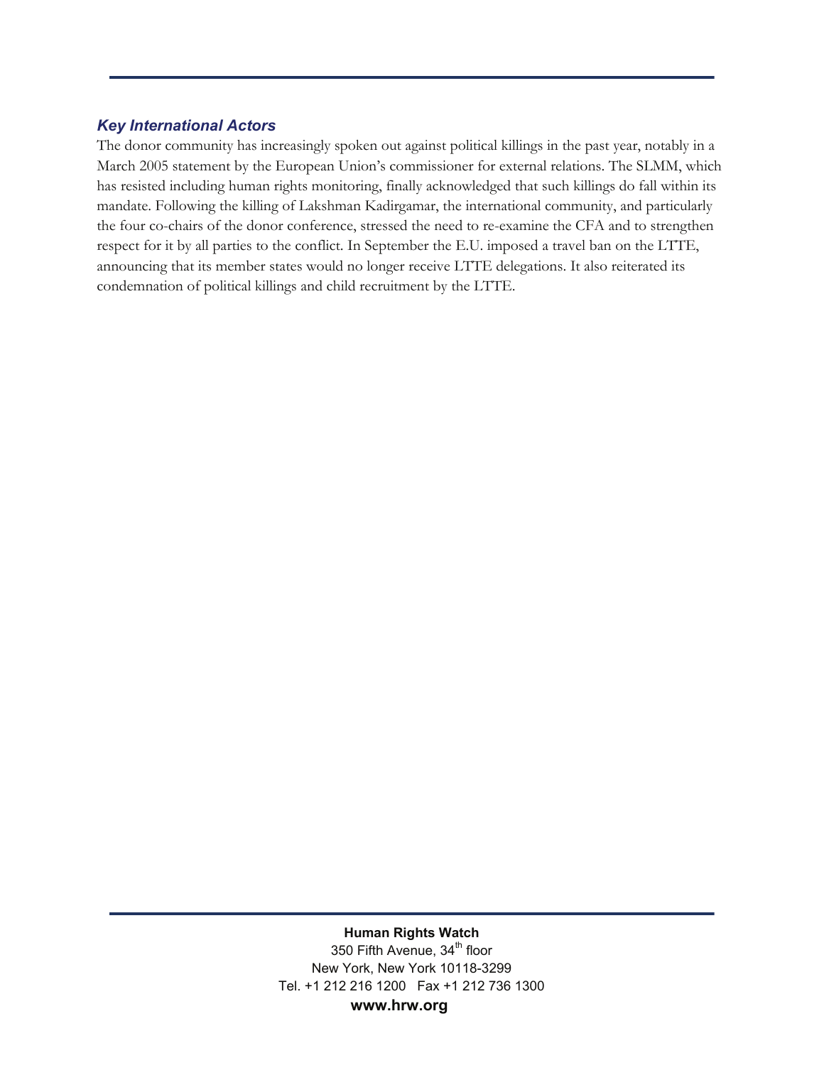### *Key International Actors*

The donor community has increasingly spoken out against political killings in the past year, notably in a March 2005 statement by the European Union's commissioner for external relations. The SLMM, which has resisted including human rights monitoring, finally acknowledged that such killings do fall within its mandate. Following the killing of Lakshman Kadirgamar, the international community, and particularly the four co-chairs of the donor conference, stressed the need to re-examine the CFA and to strengthen respect for it by all parties to the conflict. In September the E.U. imposed a travel ban on the LTTE, announcing that its member states would no longer receive LTTE delegations. It also reiterated its condemnation of political killings and child recruitment by the LTTE.

**Human Rights Watch**
350 Fifth Avenue, 34th floor
New York, New York 10118-3299
Tel. +1 212 216 1200 Fax +1 212 736 1300
**www.hrw.org**